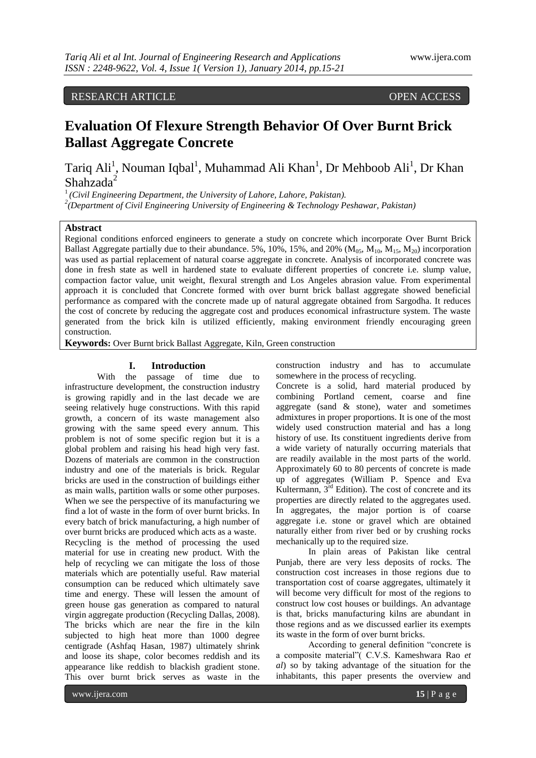RESEARCH ARTICLE OPEN ACCESS

# Evaluation Of Flexure Strength Behavior Of Over Burnt Brick Ballast Aggregate Concrete

Tariq Ali[1], Nouman Iqbal[1], Muhammad Ali Khan[1], Dr Mehboob Ali[1], Dr Khan Shahzada[2]

[1] *(Civil Engineering Department, the University of Lahore, Lahore, Pakistan).*
[2] *(Department of Civil Engineering University of Engineering & Technology Peshawar, Pakistan)*

**Abstract**

Regional conditions enforced engineers to generate a study on concrete which incorporate Over Burnt Brick Ballast Aggregate partially due to their abundance. 5%, 10%, 15%, and 20% ($M_{05}$, $M_{10}$, $M_{15}$, $M_{20}$) incorporation was used as partial replacement of natural coarse aggregate in concrete. Analysis of incorporated concrete was done in fresh state as well in hardened state to evaluate different properties of concrete i.e. slump value, compaction factor value, unit weight, flexural strength and Los Angeles abrasion value. From experimental approach it is concluded that Concrete formed with over burnt brick ballast aggregate showed beneficial performance as compared with the concrete made up of natural aggregate obtained from Sargodha. It reduces the cost of concrete by reducing the aggregate cost and produces economical infrastructure system. The waste generated from the brick kiln is utilized efficiently, making environment friendly encouraging green construction.

**Keywords:** Over Burnt brick Ballast Aggregate, Kiln, Green construction

## I. Introduction

With the passage of time due to infrastructure development, the construction industry is growing rapidly and in the last decade we are seeing relatively huge constructions. With this rapid growth, a concern of its waste management also growing with the same speed every annum. This problem is not of some specific region but it is a global problem and raising his head high very fast. Dozens of materials are common in the construction industry and one of the materials is brick. Regular bricks are used in the construction of buildings either as main walls, partition walls or some other purposes. When we see the perspective of its manufacturing we find a lot of waste in the form of over burnt bricks. In every batch of brick manufacturing, a high number of over burnt bricks are produced which acts as a waste.

Recycling is the method of processing the used material for use in creating new product. With the help of recycling we can mitigate the loss of those materials which are potentially useful. Raw material consumption can be reduced which ultimately save time and energy. These will lessen the amount of green house gas generation as compared to natural virgin aggregate production (Recycling Dallas, 2008). The bricks which are near the fire in the kiln subjected to high heat more than 1000 degree centigrade (Ashfaq Hasan, 1987) ultimately shrink and loose its shape, color becomes reddish and its appearance like reddish to blackish gradient stone. This over burnt brick serves as waste in the construction industry and has to accumulate somewhere in the process of recycling.

Concrete is a solid, hard material produced by combining Portland cement, coarse and fine aggregate (sand & stone), water and sometimes admixtures in proper proportions. It is one of the most widely used construction material and has a long history of use. Its constituent ingredients derive from a wide variety of naturally occurring materials that are readily available in the most parts of the world. Approximately 60 to 80 percents of concrete is made up of aggregates (William P. Spence and Eva Kultermann, 3rd Edition). The cost of concrete and its properties are directly related to the aggregates used. In aggregates, the major portion is of coarse aggregate i.e. stone or gravel which are obtained naturally either from river bed or by crushing rocks mechanically up to the required size.

In plain areas of Pakistan like central Punjab, there are very less deposits of rocks. The construction cost increases in those regions due to transportation cost of coarse aggregates, ultimately it will become very difficult for most of the regions to construct low cost houses or buildings. An advantage is that, bricks manufacturing kilns are abundant in those regions and as we discussed earlier its exempts its waste in the form of over burnt bricks.

According to general definition "concrete is a composite material"( C.V.S. Kameshwara Rao *et al*) so by taking advantage of the situation for the inhabitants, this paper presents the overview and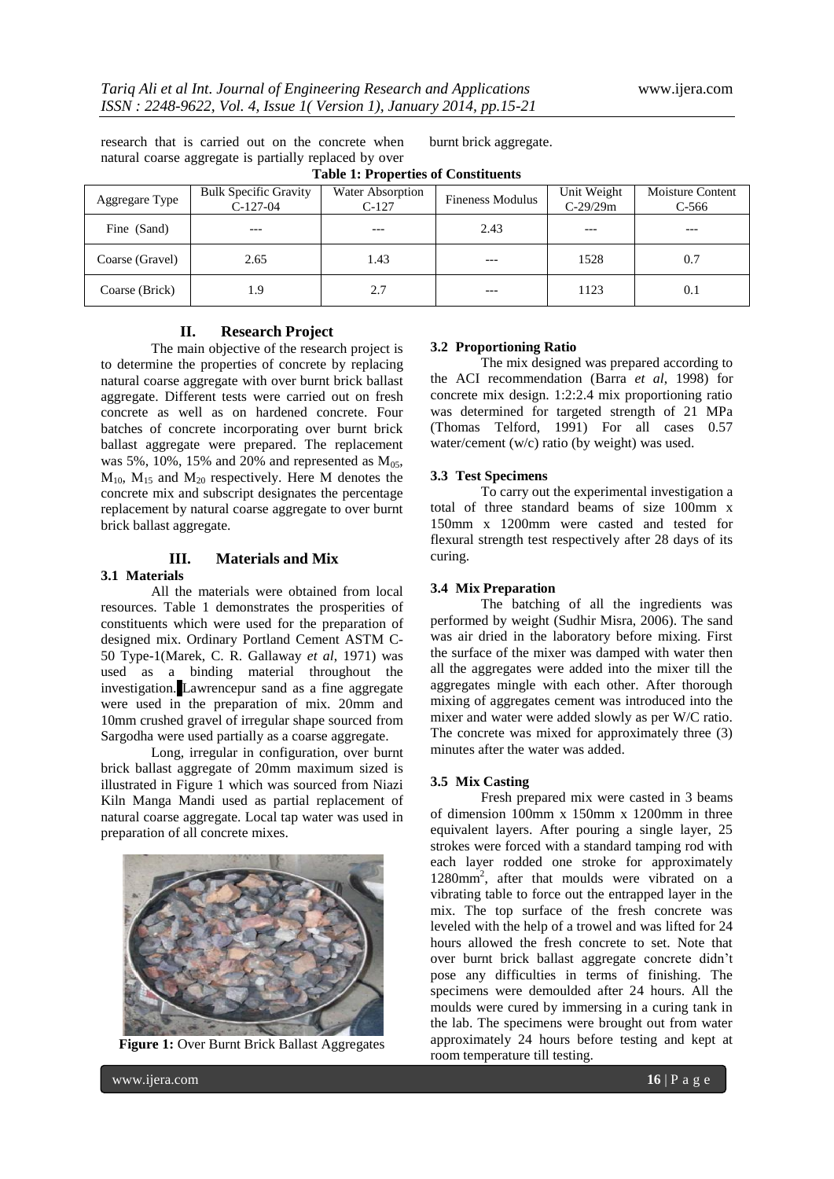research that is carried out on the concrete when natural coarse aggregate is partially replaced by over burnt brick aggregate.

**Table 1: Properties of Constituents**

| Aggregare Type | Bulk Specific Gravity C-127-04 | Water Absorption C-127 | Fineness Modulus | Unit Weight C-29/29m | Moisture Content C-566 |
|---|---|---|---|---|---|
| Fine (Sand) | --- | --- | 2.43 | --- | --- |
| Coarse (Gravel) | 2.65 | 1.43 | --- | 1528 | 0.7 |
| Coarse (Brick) | 1.9 | 2.7 | --- | 1123 | 0.1 |

## II. Research Project

The main objective of the research project is to determine the properties of concrete by replacing natural coarse aggregate with over burnt brick ballast aggregate. Different tests were carried out on fresh concrete as well as on hardened concrete. Four batches of concrete incorporating over burnt brick ballast aggregate were prepared. The replacement was 5%, 10%, 15% and 20% and represented as $M_{05}$, $M_{10}$, $M_{15}$ and $M_{20}$ respectively. Here M denotes the concrete mix and subscript designates the percentage replacement by natural coarse aggregate to over burnt brick ballast aggregate.

## III. Materials and Mix

### 3.1 Materials

All the materials were obtained from local resources. Table 1 demonstrates the prosperities of constituents which were used for the preparation of designed mix. Ordinary Portland Cement ASTM C-50 Type-1(Marek, C. R. Gallaway *et al*, 1971) was used as a binding material throughout the investigation. Lawrencepur sand as a fine aggregate were used in the preparation of mix. 20mm and 10mm crushed gravel of irregular shape sourced from Sargodha were used partially as a coarse aggregate.

Long, irregular in configuration, over burnt brick ballast aggregate of 20mm maximum sized is illustrated in Figure 1 which was sourced from Niazi Kiln Manga Mandi used as partial replacement of natural coarse aggregate. Local tap water was used in preparation of all concrete mixes.

**Figure 1:** Over Burnt Brick Ballast Aggregates

### 3.2 Proportioning Ratio

The mix designed was prepared according to the ACI recommendation (Barra *et al*, 1998) for concrete mix design. 1:2:2.4 mix proportioning ratio was determined for targeted strength of 21 MPa (Thomas Telford, 1991) For all cases 0.57 water/cement (w/c) ratio (by weight) was used.

### 3.3 Test Specimens

To carry out the experimental investigation a total of three standard beams of size 100mm x 150mm x 1200mm were casted and tested for flexural strength test respectively after 28 days of its curing.

### 3.4 Mix Preparation

The batching of all the ingredients was performed by weight (Sudhir Misra, 2006). The sand was air dried in the laboratory before mixing. First the surface of the mixer was damped with water then all the aggregates were added into the mixer till the aggregates mingle with each other. After thorough mixing of aggregates cement was introduced into the mixer and water were added slowly as per W/C ratio. The concrete was mixed for approximately three (3) minutes after the water was added.

### 3.5 Mix Casting

Fresh prepared mix were casted in 3 beams of dimension 100mm x 150mm x 1200mm in three equivalent layers. After pouring a single layer, 25 strokes were forced with a standard tamping rod with each layer rodded one stroke for approximately $1280mm^2$, after that moulds were vibrated on a vibrating table to force out the entrapped layer in the mix. The top surface of the fresh concrete was leveled with the help of a trowel and was lifted for 24 hours allowed the fresh concrete to set. Note that over burnt brick ballast aggregate concrete didn't pose any difficulties in terms of finishing. The specimens were demoulded after 24 hours. All the moulds were cured by immersing in a curing tank in the lab. The specimens were brought out from water approximately 24 hours before testing and kept at room temperature till testing.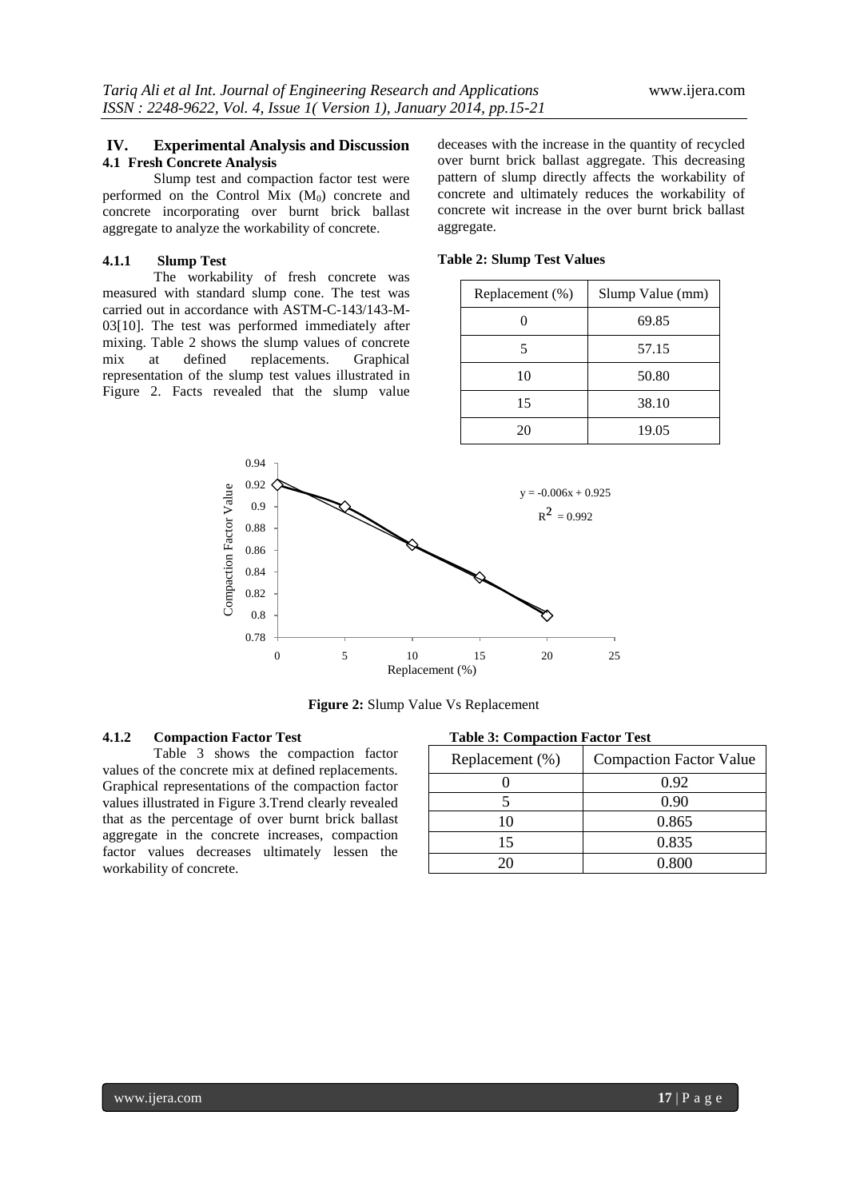## IV. Experimental Analysis and Discussion

### 4.1 Fresh Concrete Analysis

Slump test and compaction factor test were performed on the Control Mix ($M_0$) concrete and concrete incorporating over burnt brick ballast aggregate to analyze the workability of concrete.

#### 4.1.1 Slump Test

The workability of fresh concrete was measured with standard slump cone. The test was carried out in accordance with ASTM-C-143/143-M-03[10]. The test was performed immediately after mixing. Table 2 shows the slump values of concrete mix at defined replacements. Graphical representation of the slump test values illustrated in Figure 2. Facts revealed that the slump value deceases with the increase in the quantity of recycled over burnt brick ballast aggregate. This decreasing pattern of slump directly affects the workability of concrete and ultimately reduces the workability of concrete wit increase in the over burnt brick ballast aggregate.

**Table 2: Slump Test Values**

| Replacement (%) | Slump Value (mm) |
|---|---|
| 0 | 69.85 |
| 5 | 57.15 |
| 10 | 50.80 |
| 15 | 38.10 |
| 20 | 19.05 |

$y = -0.006x + 0.925$

$R^2 = 0.992$

**Figure 2:** Slump Value Vs Replacement

#### 4.1.2 Compaction Factor Test

Table 3 shows the compaction factor values of the concrete mix at defined replacements. Graphical representations of the compaction factor values illustrated in Figure 3.Trend clearly revealed that as the percentage of over burnt brick ballast aggregate in the concrete increases, compaction factor values decreases ultimately lessen the workability of concrete.

**Table 3: Compaction Factor Test**

| Replacement (%) | Compaction Factor Value |
|---|---|
| 0 | 0.92 |
| 5 | 0.90 |
| 10 | 0.865 |
| 15 | 0.835 |
| 20 | 0.800 |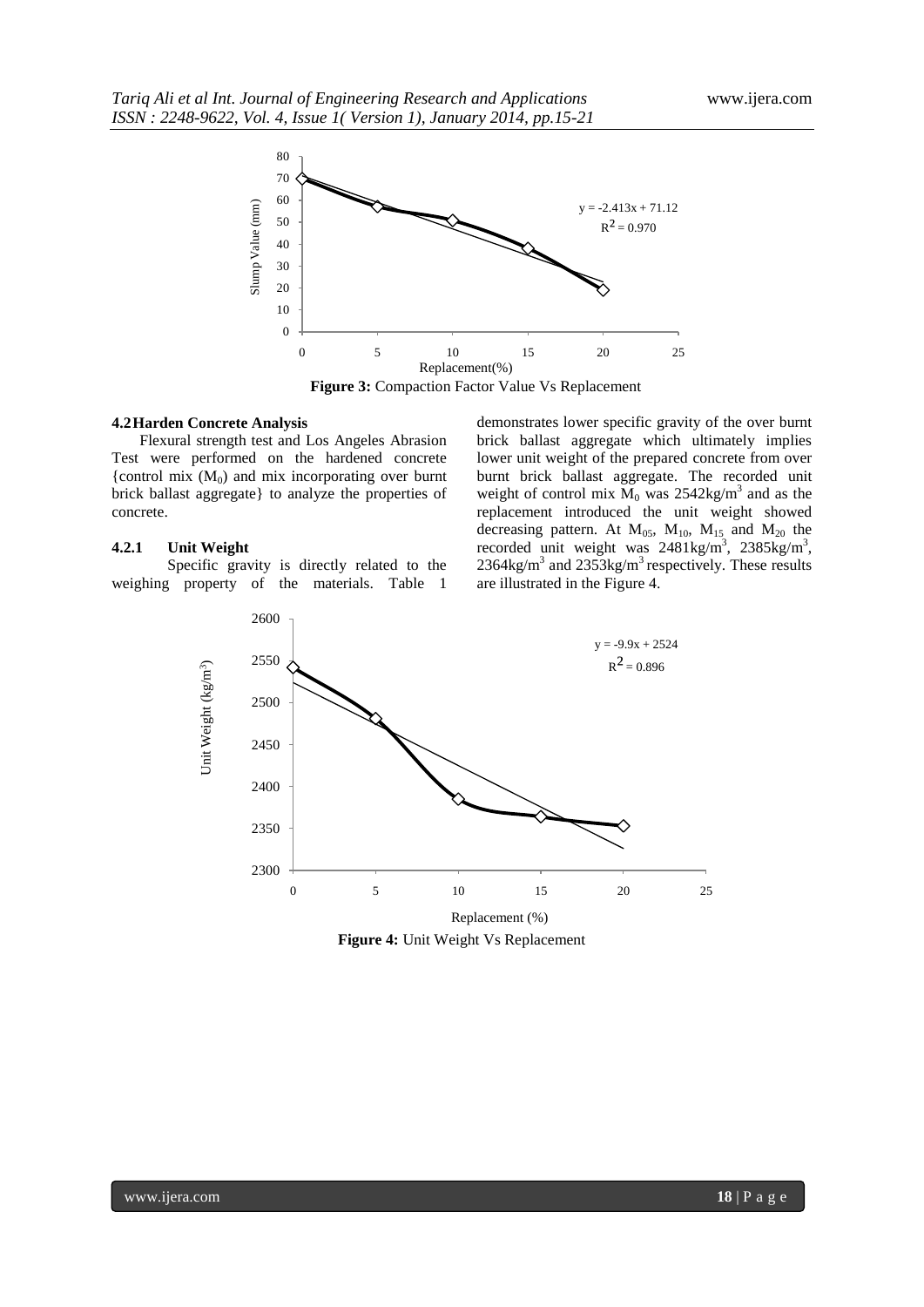**Figure 3:** Compaction Factor Value Vs Replacement

### 4.2 Harden Concrete Analysis

Flexural strength test and Los Angeles Abrasion Test were performed on the hardened concrete {control mix ($M_0$) and mix incorporating over burnt brick ballast aggregate} to analyze the properties of concrete.

#### 4.2.1 Unit Weight

Specific gravity is directly related to the weighing property of the materials. Table 1 demonstrates lower specific gravity of the over burnt brick ballast aggregate which ultimately implies lower unit weight of the prepared concrete from over burnt brick ballast aggregate. The recorded unit weight of control mix $M_0$ was 2542kg/m$^3$ and as the replacement introduced the unit weight showed decreasing pattern. At $M_{05}$, $M_{10}$, $M_{15}$ and $M_{20}$ the recorded unit weight was 2481kg/m$^3$, 2385kg/m$^3$, 2364kg/m$^3$ and 2353kg/m$^3$ respectively. These results are illustrated in the Figure 4.

**Figure 4:** Unit Weight Vs Replacement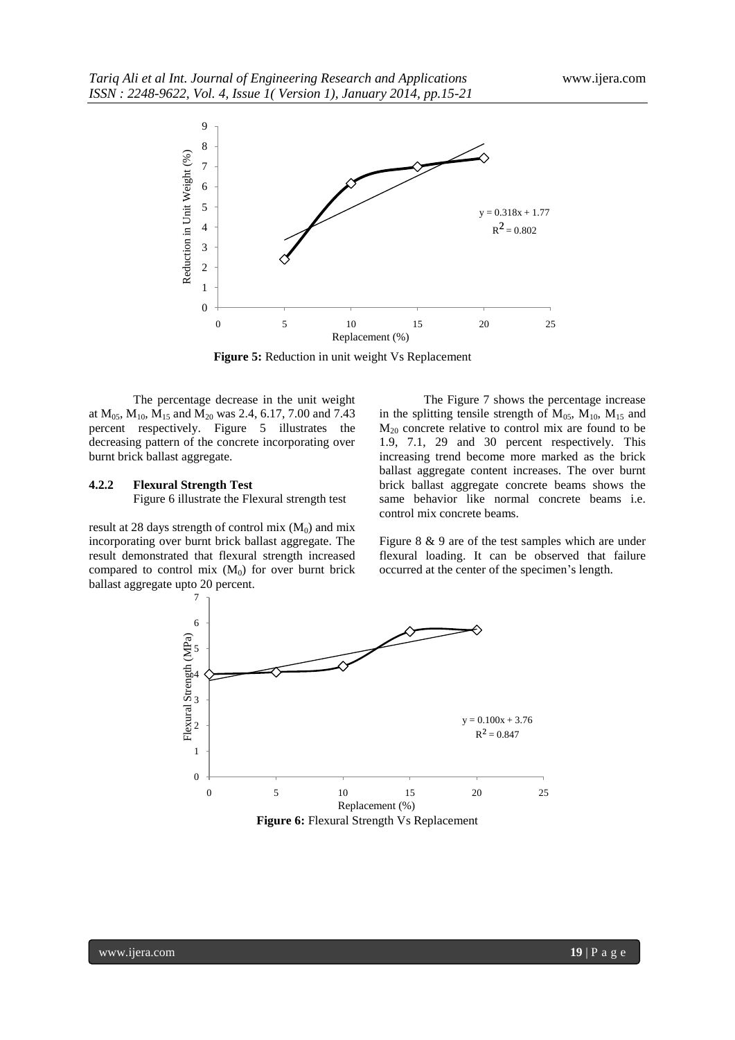Figure 5: Reduction in unit weight Vs Replacement

The percentage decrease in the unit weight at $M_{05}$, $M_{10}$, $M_{15}$ and $M_{20}$ was 2.4, 6.17, 7.00 and 7.43 percent respectively. Figure 5 illustrates the decreasing pattern of the concrete incorporating over burnt brick ballast aggregate.

#### 4.2.2 Flexural Strength Test

Figure 6 illustrate the Flexural strength test result at 28 days strength of control mix ($M_0$) and mix incorporating over burnt brick ballast aggregate. The result demonstrated that flexural strength increased compared to control mix ($M_0$) for over burnt brick ballast aggregate upto 20 percent.

The Figure 7 shows the percentage increase in the splitting tensile strength of $M_{05}$, $M_{10}$, $M_{15}$ and $M_{20}$ concrete relative to control mix are found to be 1.9, 7.1, 29 and 30 percent respectively. This increasing trend become more marked as the brick ballast aggregate content increases. The over burnt brick ballast aggregate concrete beams shows the same behavior like normal concrete beams i.e. control mix concrete beams.

Figure 8 & 9 are of the test samples which are under flexural loading. It can be observed that failure occurred at the center of the specimen's length.

Figure 6: Flexural Strength Vs Replacement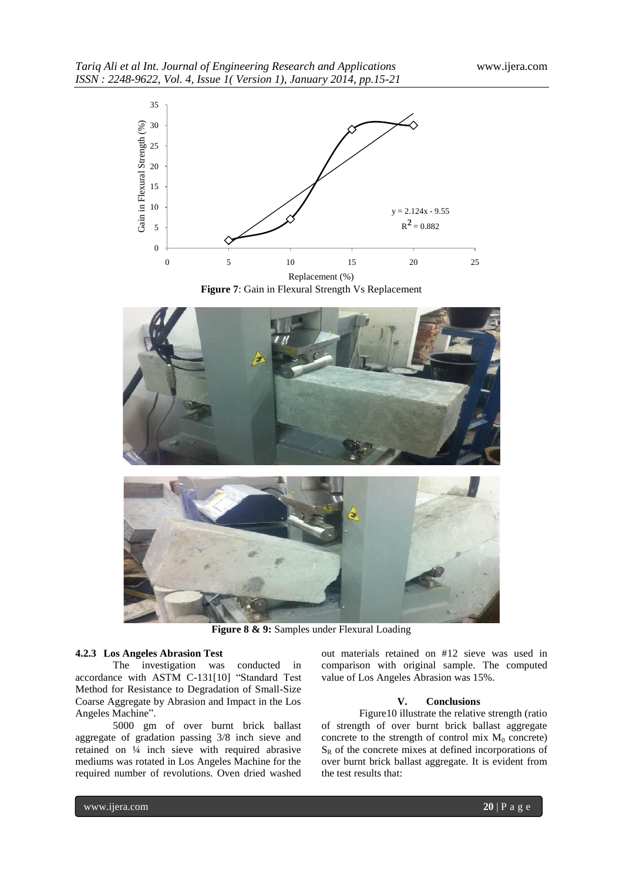**Figure 7**: Gain in Flexural Strength Vs Replacement

**Figure 8 & 9:** Samples under Flexural Loading

#### 4.2.3 Los Angeles Abrasion Test

The investigation was conducted in accordance with ASTM C-131[10] "Standard Test Method for Resistance to Degradation of Small-Size Coarse Aggregate by Abrasion and Impact in the Los Angeles Machine".

5000 gm of over burnt brick ballast aggregate of gradation passing 3/8 inch sieve and retained on ¼ inch sieve with required abrasive mediums was rotated in Los Angeles Machine for the required number of revolutions. Oven dried washed out materials retained on #12 sieve was used in comparison with original sample. The computed value of Los Angeles Abrasion was 15%.

## V. Conclusions

Figure10 illustrate the relative strength (ratio of strength of over burnt brick ballast aggregate concrete to the strength of control mix $M_0$ concrete) $S_R$ of the concrete mixes at defined incorporations of over burnt brick ballast aggregate. It is evident from the test results that: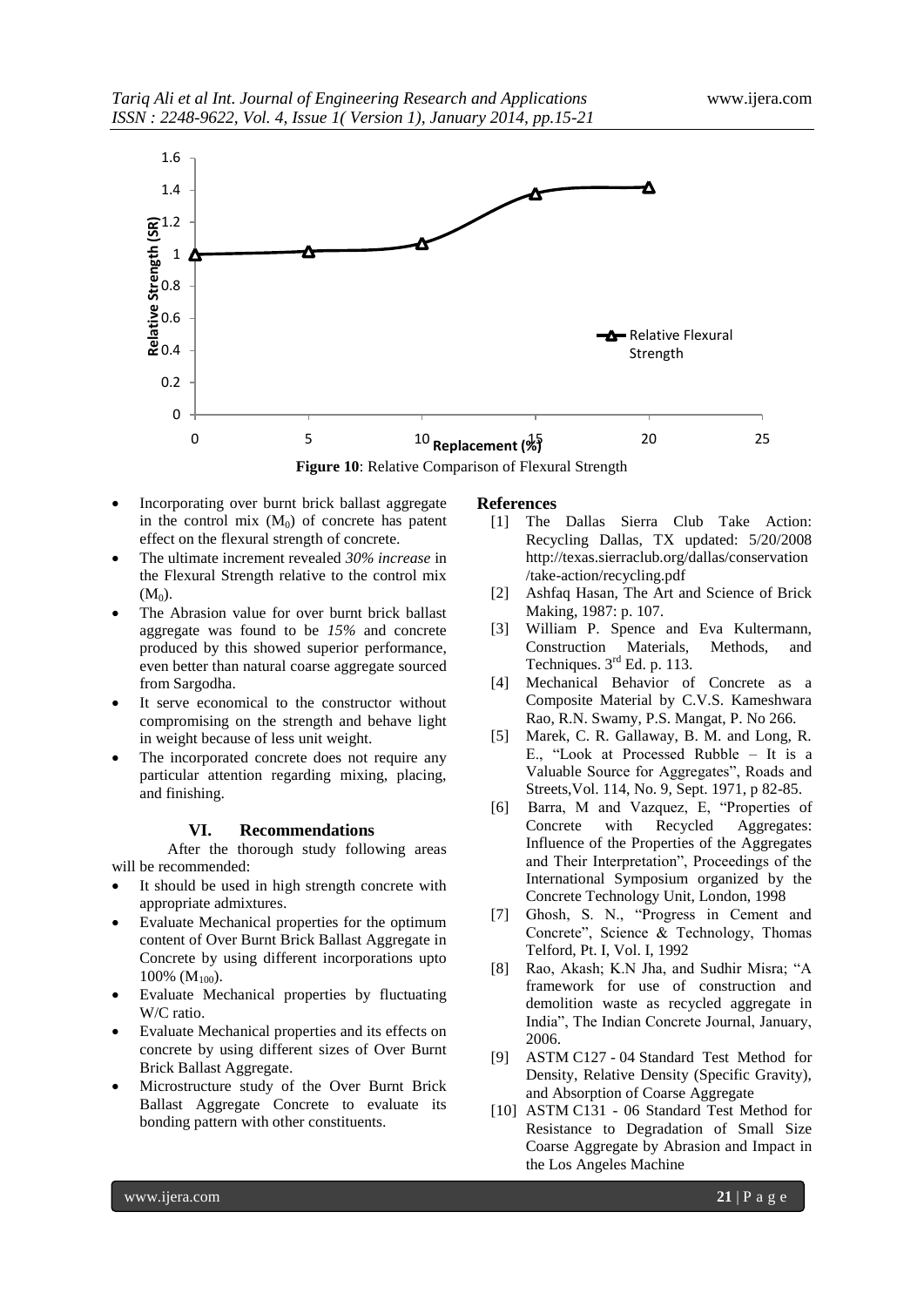1.6
1.4
1.2
1
0.8
0.6
0.4
0.2
0
Relative Strength (SR)
0 5 10 15 20 25
Replacement (%)
Relative Flexural Strength

**Figure 10**: Relative Comparison of Flexural Strength

- Incorporating over burnt brick ballast aggregate in the control mix ($M_0$) of concrete has patent effect on the flexural strength of concrete.
- The ultimate increment revealed *30% increase* in the Flexural Strength relative to the control mix ($M_0$).
- The Abrasion value for over burnt brick ballast aggregate was found to be *15%* and concrete produced by this showed superior performance, even better than natural coarse aggregate sourced from Sargodha.
- It serve economical to the constructor without compromising on the strength and behave light in weight because of less unit weight.
- The incorporated concrete does not require any particular attention regarding mixing, placing, and finishing.

## VI. Recommendations

After the thorough study following areas will be recommended:

- It should be used in high strength concrete with appropriate admixtures.
- Evaluate Mechanical properties for the optimum content of Over Burnt Brick Ballast Aggregate in Concrete by using different incorporations upto 100% ($M_{100}$).
- Evaluate Mechanical properties by fluctuating W/C ratio.
- Evaluate Mechanical properties and its effects on concrete by using different sizes of Over Burnt Brick Ballast Aggregate.
- Microstructure study of the Over Burnt Brick Ballast Aggregate Concrete to evaluate its bonding pattern with other constituents.

## References

[1] The Dallas Sierra Club Take Action: Recycling Dallas, TX updated: 5/20/2008 http://texas.sierraclub.org/dallas/conservation/take-action/recycling.pdf

[2] Ashfaq Hasan, The Art and Science of Brick Making, 1987: p. 107.

[3] William P. Spence and Eva Kultermann, Construction Materials, Methods, and Techniques. 3rd Ed. p. 113.

[4] Mechanical Behavior of Concrete as a Composite Material by C.V.S. Kameshwara Rao, R.N. Swamy, P.S. Mangat, P. No 266.

[5] Marek, C. R. Gallaway, B. M. and Long, R. E., "Look at Processed Rubble – It is a Valuable Source for Aggregates", Roads and Streets,Vol. 114, No. 9, Sept. 1971, p 82-85.

[6] Barra, M and Vazquez, E, "Properties of Concrete with Recycled Aggregates: Influence of the Properties of the Aggregates and Their Interpretation", Proceedings of the International Symposium organized by the Concrete Technology Unit, London, 1998

[7] Ghosh, S. N., "Progress in Cement and Concrete", Science & Technology, Thomas Telford, Pt. I, Vol. I, 1992

[8] Rao, Akash; K.N Jha, and Sudhir Misra; "A framework for use of construction and demolition waste as recycled aggregate in India", The Indian Concrete Journal, January, 2006.

[9] ASTM C127 - 04 Standard Test Method for Density, Relative Density (Specific Gravity), and Absorption of Coarse Aggregate

[10] ASTM C131 - 06 Standard Test Method for Resistance to Degradation of Small Size Coarse Aggregate by Abrasion and Impact in the Los Angeles Machine